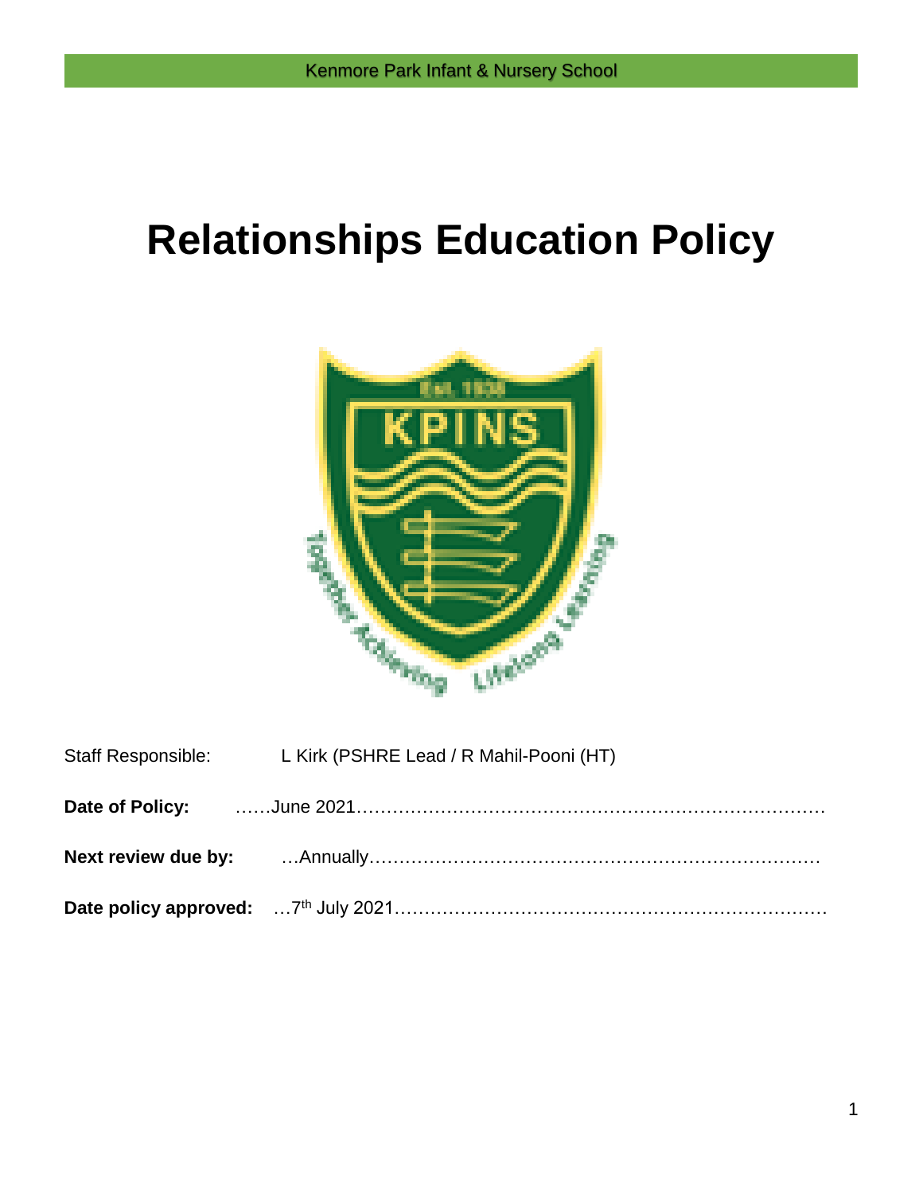Kenmore Park Infant & Nursery School

# Relationships Education Policy

Staff Responsible: L Kirk (PSHRE Lead / R Mahil-Pooni (HT)

**Date of Policy:** ……June 2021……………………………………………………………………

**Next review due by:** …Annually…………………………………………………………………

**Date policy approved:** …7th July 2021………………………………………………………………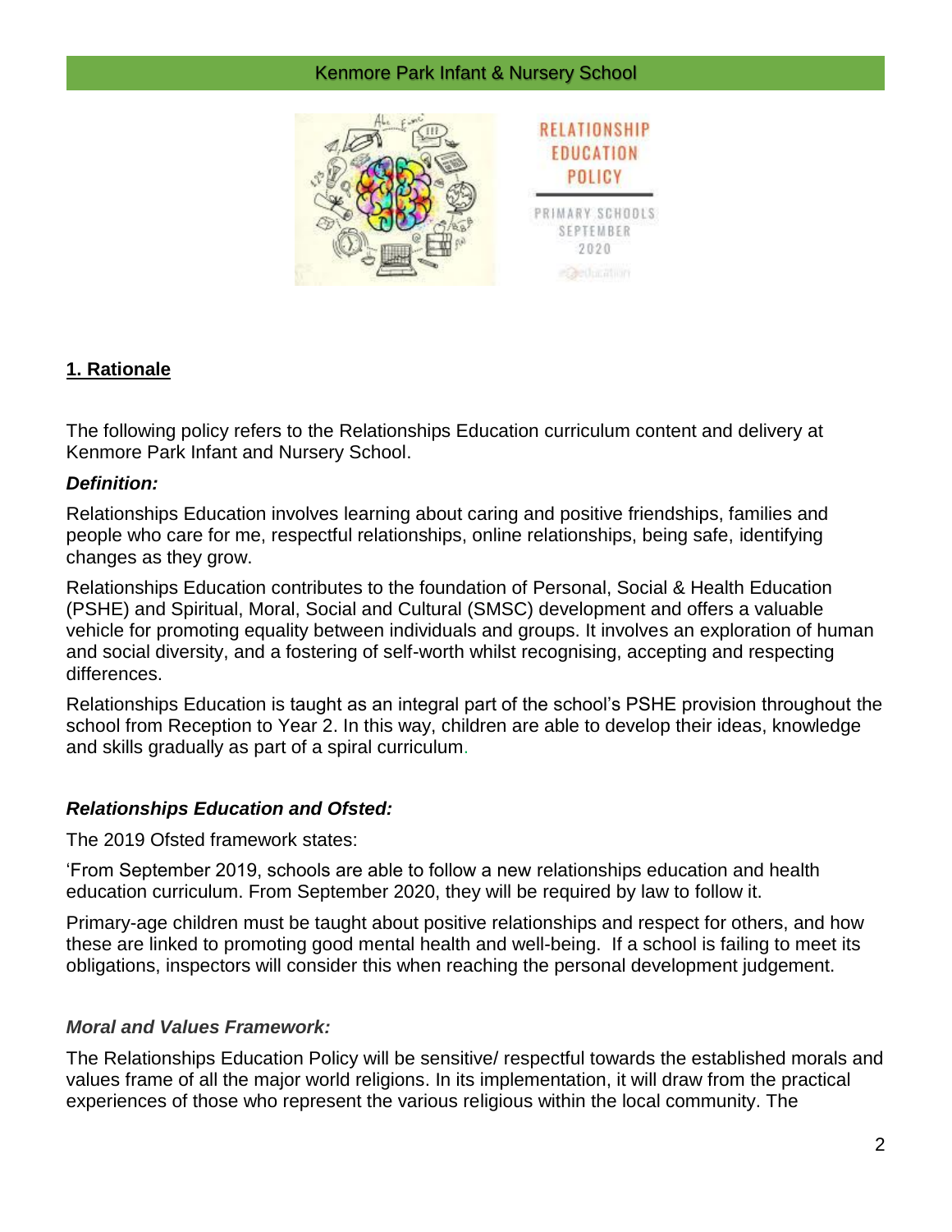## 1. Rationale

The following policy refers to the Relationships Education curriculum content and delivery at Kenmore Park Infant and Nursery School.

***Definition:***

Relationships Education involves learning about caring and positive friendships, families and people who care for me, respectful relationships, online relationships, being safe, identifying changes as they grow.

Relationships Education contributes to the foundation of Personal, Social & Health Education (PSHE) and Spiritual, Moral, Social and Cultural (SMSC) development and offers a valuable vehicle for promoting equality between individuals and groups. It involves an exploration of human and social diversity, and a fostering of self-worth whilst recognising, accepting and respecting differences.

Relationships Education is taught as an integral part of the school's PSHE provision throughout the school from Reception to Year 2. In this way, children are able to develop their ideas, knowledge and skills gradually as part of a spiral curriculum.

***Relationships Education and Ofsted:***

The 2019 Ofsted framework states:

'From September 2019, schools are able to follow a new relationships education and health education curriculum. From September 2020, they will be required by law to follow it.

Primary-age children must be taught about positive relationships and respect for others, and how these are linked to promoting good mental health and well-being. If a school is failing to meet its obligations, inspectors will consider this when reaching the personal development judgement.

***Moral and Values Framework:***

The Relationships Education Policy will be sensitive/ respectful towards the established morals and values frame of all the major world religions. In its implementation, it will draw from the practical experiences of those who represent the various religious within the local community. The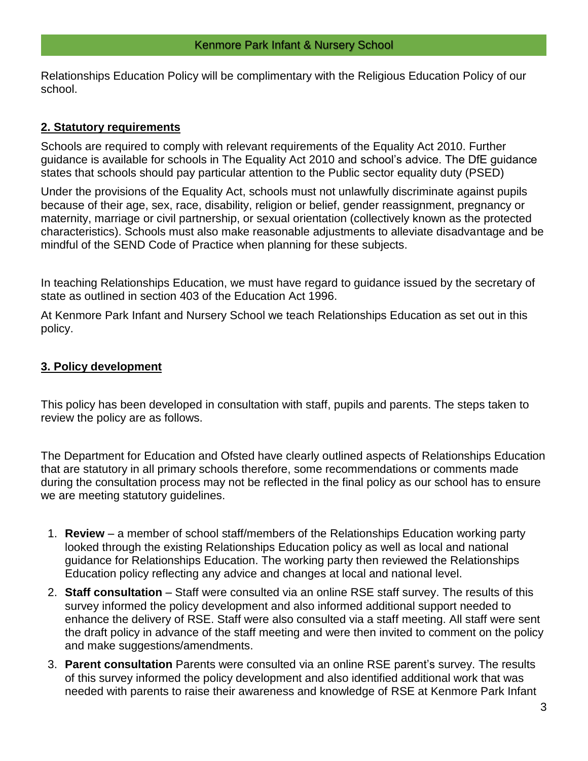Relationships Education Policy will be complimentary with the Religious Education Policy of our school.

## 2. Statutory requirements

Schools are required to comply with relevant requirements of the Equality Act 2010. Further guidance is available for schools in The Equality Act 2010 and school's advice. The DfE guidance states that schools should pay particular attention to the Public sector equality duty (PSED)

Under the provisions of the Equality Act, schools must not unlawfully discriminate against pupils because of their age, sex, race, disability, religion or belief, gender reassignment, pregnancy or maternity, marriage or civil partnership, or sexual orientation (collectively known as the protected characteristics). Schools must also make reasonable adjustments to alleviate disadvantage and be mindful of the SEND Code of Practice when planning for these subjects.

In teaching Relationships Education, we must have regard to guidance issued by the secretary of state as outlined in section 403 of the Education Act 1996.

At Kenmore Park Infant and Nursery School we teach Relationships Education as set out in this policy.

## 3. Policy development

This policy has been developed in consultation with staff, pupils and parents. The steps taken to review the policy are as follows.

The Department for Education and Ofsted have clearly outlined aspects of Relationships Education that are statutory in all primary schools therefore, some recommendations or comments made during the consultation process may not be reflected in the final policy as our school has to ensure we are meeting statutory guidelines.

1. **Review** – a member of school staff/members of the Relationships Education working party looked through the existing Relationships Education policy as well as local and national guidance for Relationships Education. The working party then reviewed the Relationships Education policy reflecting any advice and changes at local and national level.
2. **Staff consultation** – Staff were consulted via an online RSE staff survey. The results of this survey informed the policy development and also informed additional support needed to enhance the delivery of RSE. Staff were also consulted via a staff meeting. All staff were sent the draft policy in advance of the staff meeting and were then invited to comment on the policy and make suggestions/amendments.
3. **Parent consultation** Parents were consulted via an online RSE parent's survey. The results of this survey informed the policy development and also identified additional work that was needed with parents to raise their awareness and knowledge of RSE at Kenmore Park Infant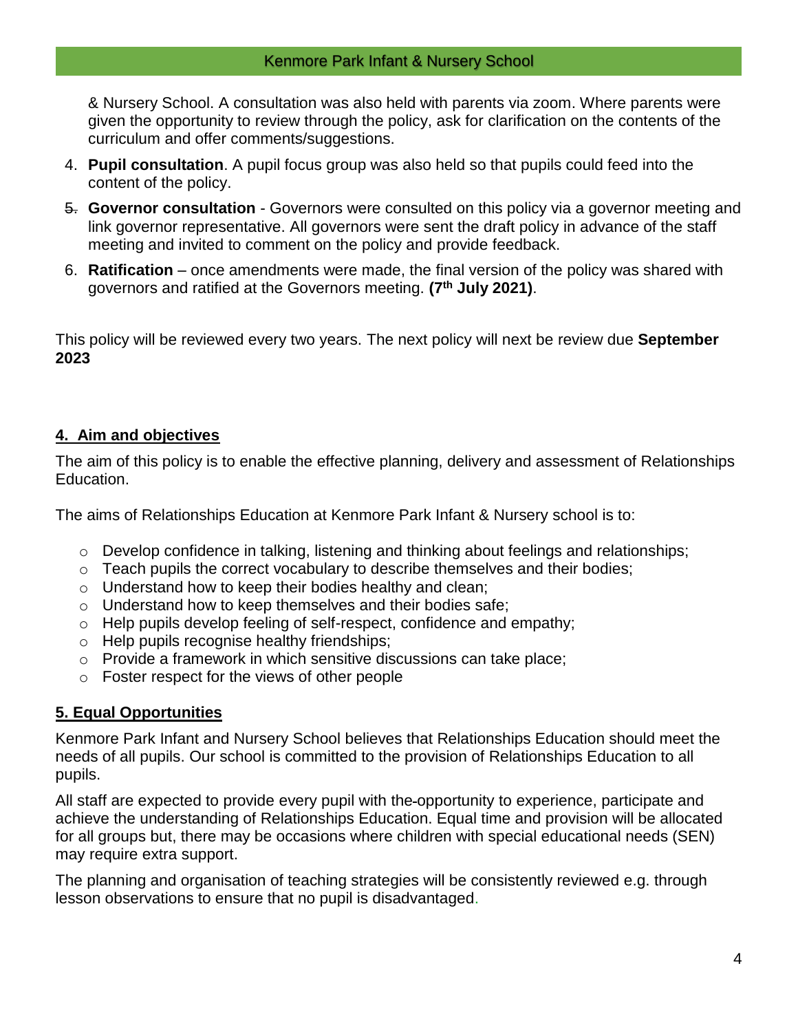& Nursery School. A consultation was also held with parents via zoom. Where parents were given the opportunity to review through the policy, ask for clarification on the contents of the curriculum and offer comments/suggestions.

4. **Pupil consultation**. A pupil focus group was also held so that pupils could feed into the content of the policy.
5. **Governor consultation** - Governors were consulted on this policy via a governor meeting and link governor representative. All governors were sent the draft policy in advance of the staff meeting and invited to comment on the policy and provide feedback.
6. **Ratification** – once amendments were made, the final version of the policy was shared with governors and ratified at the Governors meeting. **(7th July 2021)**.

This policy will be reviewed every two years. The next policy will next be review due **September 2023**

## 4. Aim and objectives

The aim of this policy is to enable the effective planning, delivery and assessment of Relationships Education.

The aims of Relationships Education at Kenmore Park Infant & Nursery school is to:

- Develop confidence in talking, listening and thinking about feelings and relationships;
- Teach pupils the correct vocabulary to describe themselves and their bodies;
- Understand how to keep their bodies healthy and clean;
- Understand how to keep themselves and their bodies safe;
- Help pupils develop feeling of self-respect, confidence and empathy;
- Help pupils recognise healthy friendships;
- Provide a framework in which sensitive discussions can take place;
- Foster respect for the views of other people

## 5. Equal Opportunities

Kenmore Park Infant and Nursery School believes that Relationships Education should meet the needs of all pupils. Our school is committed to the provision of Relationships Education to all pupils.

All staff are expected to provide every pupil with the opportunity to experience, participate and achieve the understanding of Relationships Education. Equal time and provision will be allocated for all groups but, there may be occasions where children with special educational needs (SEN) may require extra support.

The planning and organisation of teaching strategies will be consistently reviewed e.g. through lesson observations to ensure that no pupil is disadvantaged.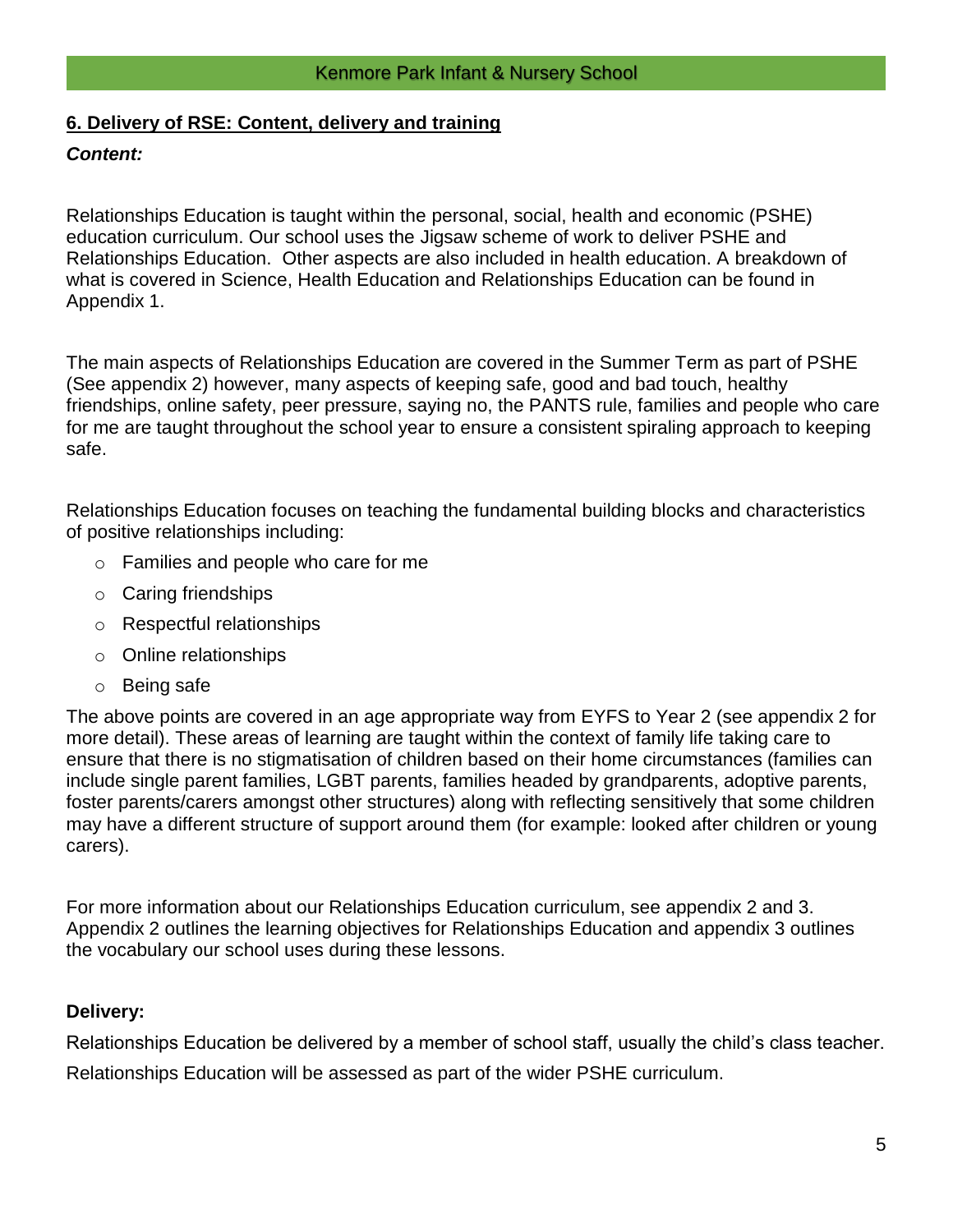## 6. Delivery of RSE: Content, delivery and training

***Content:***

Relationships Education is taught within the personal, social, health and economic (PSHE) education curriculum. Our school uses the Jigsaw scheme of work to deliver PSHE and Relationships Education. Other aspects are also included in health education. A breakdown of what is covered in Science, Health Education and Relationships Education can be found in Appendix 1.

The main aspects of Relationships Education are covered in the Summer Term as part of PSHE (See appendix 2) however, many aspects of keeping safe, good and bad touch, healthy friendships, online safety, peer pressure, saying no, the PANTS rule, families and people who care for me are taught throughout the school year to ensure a consistent spiraling approach to keeping safe.

Relationships Education focuses on teaching the fundamental building blocks and characteristics of positive relationships including:

- Families and people who care for me
- Caring friendships
- Respectful relationships
- Online relationships
- Being safe

The above points are covered in an age appropriate way from EYFS to Year 2 (see appendix 2 for more detail). These areas of learning are taught within the context of family life taking care to ensure that there is no stigmatisation of children based on their home circumstances (families can include single parent families, LGBT parents, families headed by grandparents, adoptive parents, foster parents/carers amongst other structures) along with reflecting sensitively that some children may have a different structure of support around them (for example: looked after children or young carers).

For more information about our Relationships Education curriculum, see appendix 2 and 3. Appendix 2 outlines the learning objectives for Relationships Education and appendix 3 outlines the vocabulary our school uses during these lessons.

**Delivery:**

Relationships Education be delivered by a member of school staff, usually the child's class teacher.

Relationships Education will be assessed as part of the wider PSHE curriculum.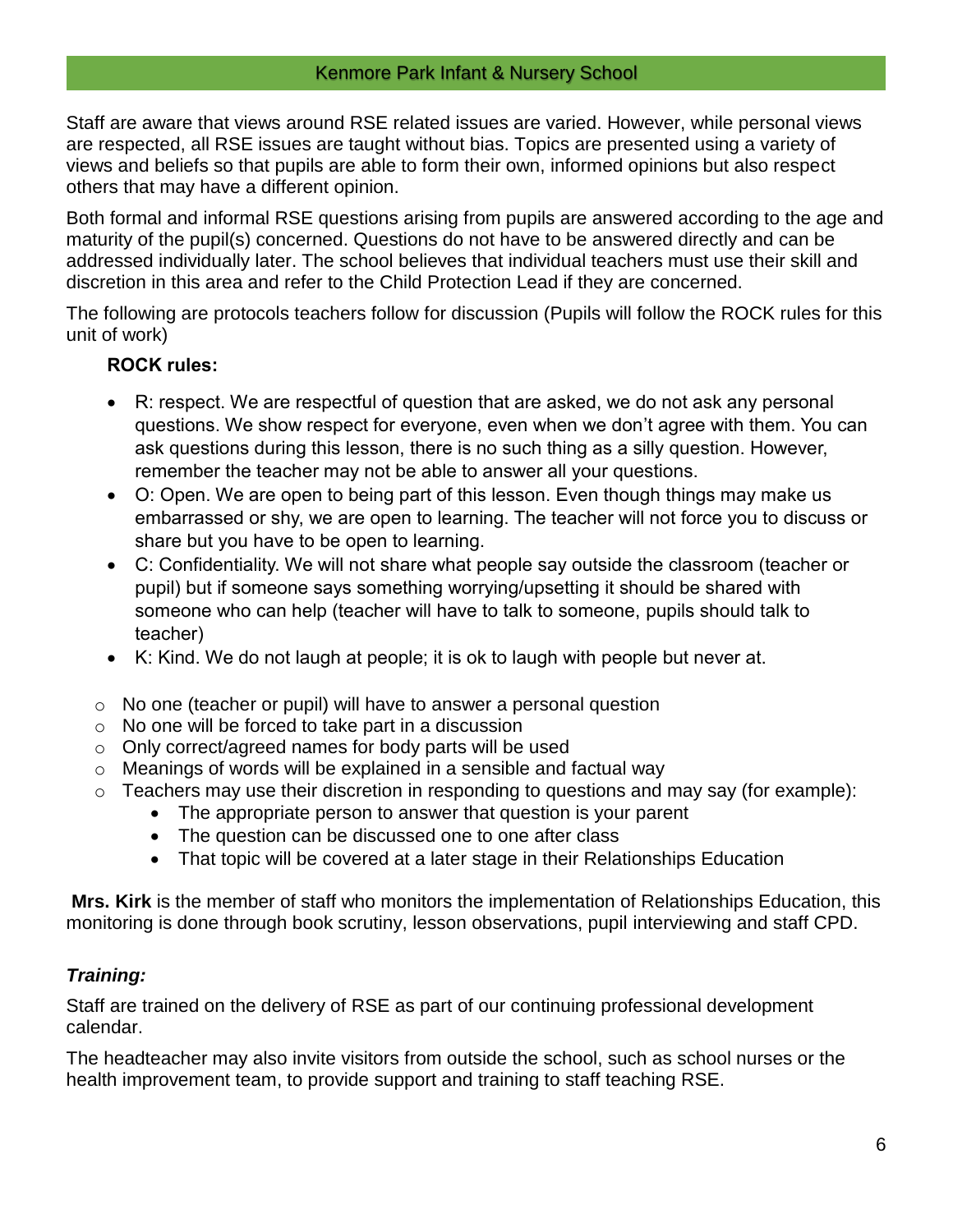Staff are aware that views around RSE related issues are varied. However, while personal views are respected, all RSE issues are taught without bias. Topics are presented using a variety of views and beliefs so that pupils are able to form their own, informed opinions but also respect others that may have a different opinion.

Both formal and informal RSE questions arising from pupils are answered according to the age and maturity of the pupil(s) concerned. Questions do not have to be answered directly and can be addressed individually later. The school believes that individual teachers must use their skill and discretion in this area and refer to the Child Protection Lead if they are concerned.

The following are protocols teachers follow for discussion (Pupils will follow the ROCK rules for this unit of work)

**ROCK rules:**

- R: respect. We are respectful of question that are asked, we do not ask any personal questions. We show respect for everyone, even when we don't agree with them. You can ask questions during this lesson, there is no such thing as a silly question. However, remember the teacher may not be able to answer all your questions.
- O: Open. We are open to being part of this lesson. Even though things may make us embarrassed or shy, we are open to learning. The teacher will not force you to discuss or share but you have to be open to learning.
- C: Confidentiality. We will not share what people say outside the classroom (teacher or pupil) but if someone says something worrying/upsetting it should be shared with someone who can help (teacher will have to talk to someone, pupils should talk to teacher)
- K: Kind. We do not laugh at people; it is ok to laugh with people but never at.

- No one (teacher or pupil) will have to answer a personal question
- No one will be forced to take part in a discussion
- Only correct/agreed names for body parts will be used
- Meanings of words will be explained in a sensible and factual way
- Teachers may use their discretion in responding to questions and may say (for example):
  - The appropriate person to answer that question is your parent
  - The question can be discussed one to one after class
  - That topic will be covered at a later stage in their Relationships Education

**Mrs. Kirk** is the member of staff who monitors the implementation of Relationships Education, this monitoring is done through book scrutiny, lesson observations, pupil interviewing and staff CPD.

### *Training:*

Staff are trained on the delivery of RSE as part of our continuing professional development calendar.

The headteacher may also invite visitors from outside the school, such as school nurses or the health improvement team, to provide support and training to staff teaching RSE.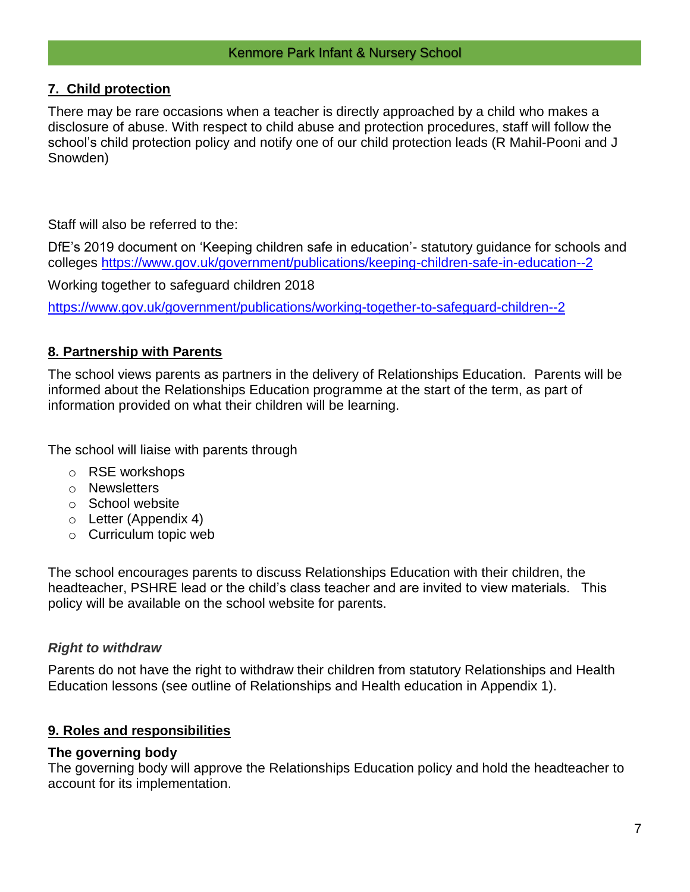## 7. Child protection

There may be rare occasions when a teacher is directly approached by a child who makes a disclosure of abuse. With respect to child abuse and protection procedures, staff will follow the school's child protection policy and notify one of our child protection leads (R Mahil-Pooni and J Snowden)

Staff will also be referred to the:

DfE's 2019 document on 'Keeping children safe in education'- statutory guidance for schools and colleges https://www.gov.uk/government/publications/keeping-children-safe-in-education--2

Working together to safeguard children 2018

https://www.gov.uk/government/publications/working-together-to-safeguard-children--2

## 8. Partnership with Parents

The school views parents as partners in the delivery of Relationships Education. Parents will be informed about the Relationships Education programme at the start of the term, as part of information provided on what their children will be learning.

The school will liaise with parents through

- RSE workshops
- Newsletters
- School website
- Letter (Appendix 4)
- Curriculum topic web

The school encourages parents to discuss Relationships Education with their children, the headteacher, PSHRE lead or the child's class teacher and are invited to view materials. This policy will be available on the school website for parents.

### *Right to withdraw*

Parents do not have the right to withdraw their children from statutory Relationships and Health Education lessons (see outline of Relationships and Health education in Appendix 1).

## 9. Roles and responsibilities

**The governing body**

The governing body will approve the Relationships Education policy and hold the headteacher to account for its implementation.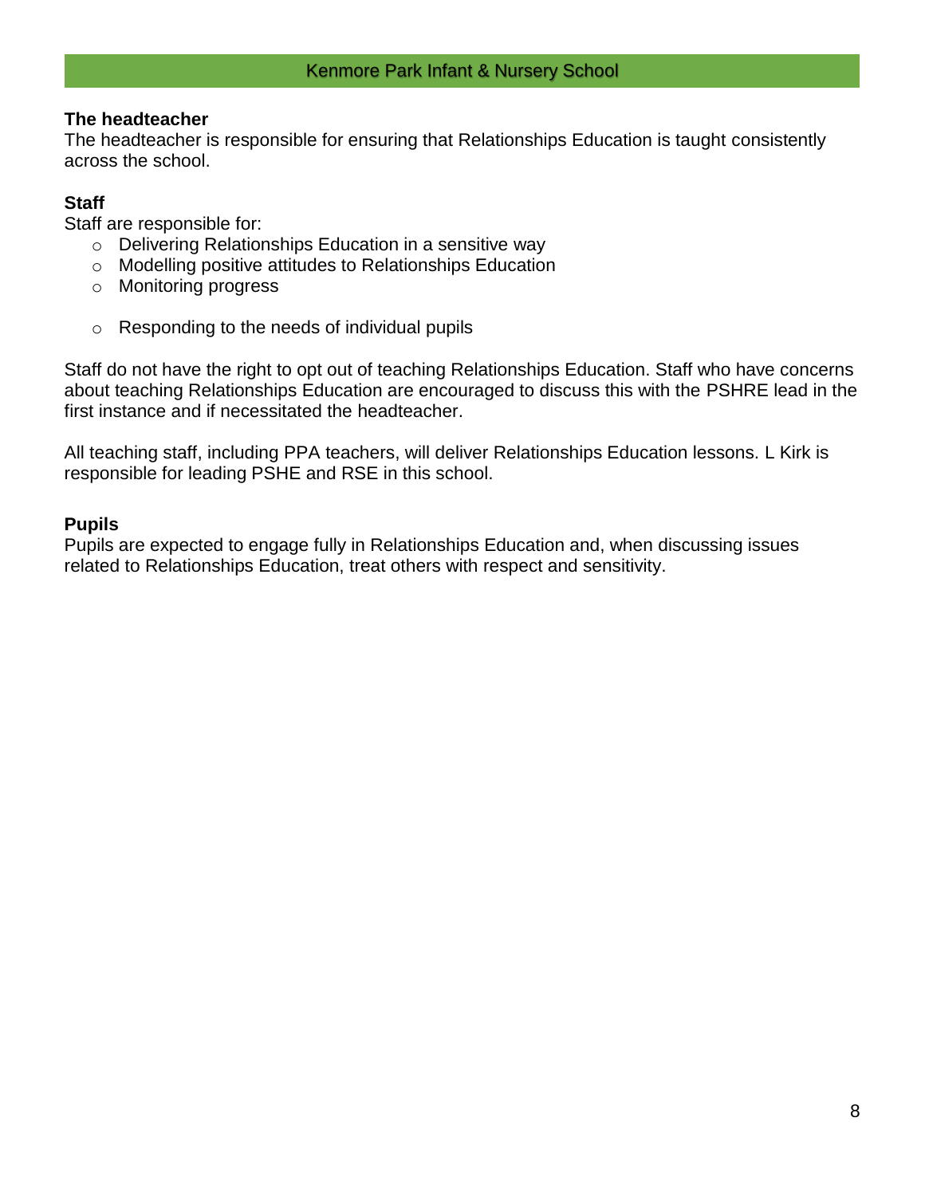**The headteacher**

The headteacher is responsible for ensuring that Relationships Education is taught consistently across the school.

**Staff**

Staff are responsible for:

- Delivering Relationships Education in a sensitive way
- Modelling positive attitudes to Relationships Education
- Monitoring progress
- Responding to the needs of individual pupils

Staff do not have the right to opt out of teaching Relationships Education. Staff who have concerns about teaching Relationships Education are encouraged to discuss this with the PSHRE lead in the first instance and if necessitated the headteacher.

All teaching staff, including PPA teachers, will deliver Relationships Education lessons. L Kirk is responsible for leading PSHE and RSE in this school.

**Pupils**

Pupils are expected to engage fully in Relationships Education and, when discussing issues related to Relationships Education, treat others with respect and sensitivity.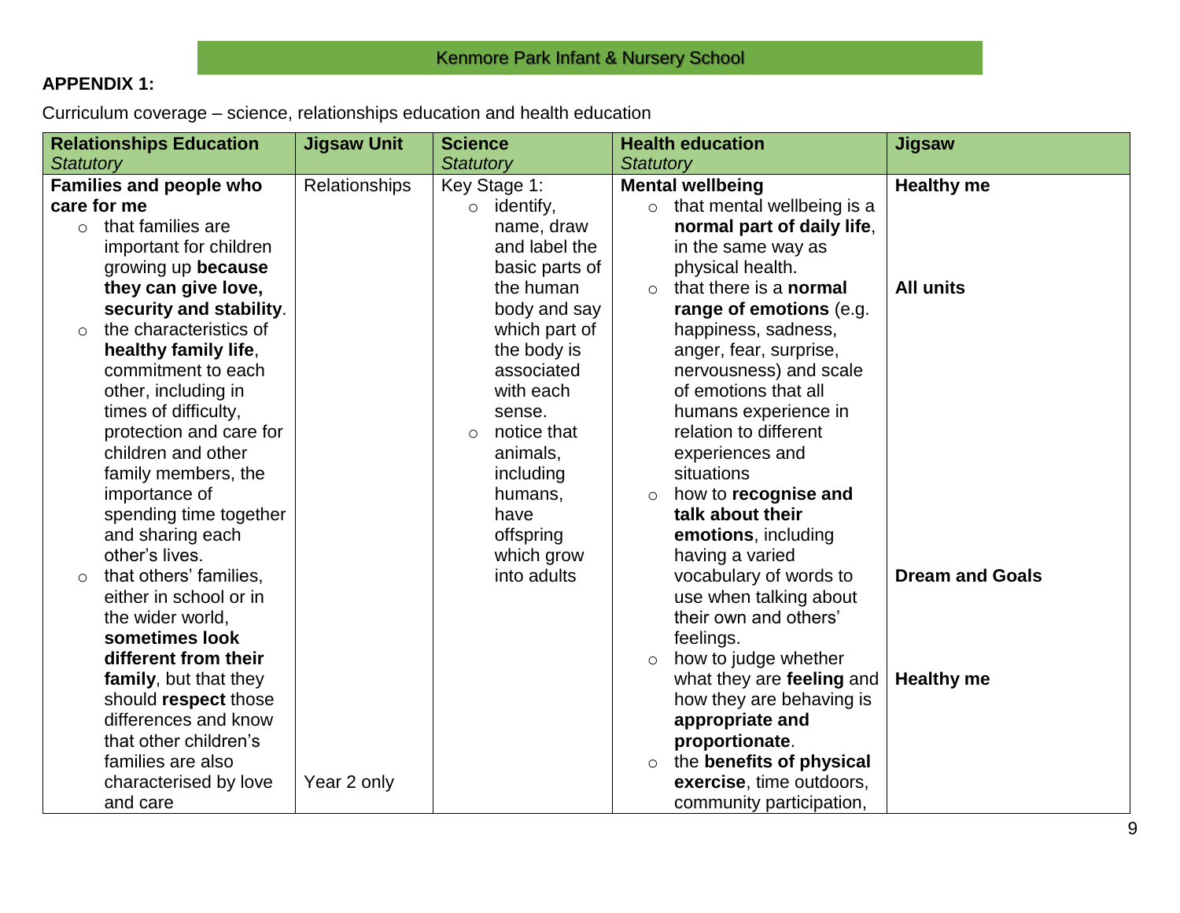Kenmore Park Infant & Nursery School

**APPENDIX 1:**

Curriculum coverage – science, relationships education and health education

| **Relationships Education** *Statutory* | **Jigsaw Unit** | **Science** *Statutory* | **Health education** *Statutory* | **Jigsaw** |
|---|---|---|---|---|
| **Families and people who care for me**<br>○ that families are important for children growing up **because they can give love, security and stability**.<br>○ the characteristics of **healthy family life**, commitment to each other, including in times of difficulty, protection and care for children and other family members, the importance of spending time together and sharing each other's lives.<br>○ that others' families, either in school or in the wider world, **sometimes look different from their family**, but that they should **respect** those differences and know that other children's families are also characterised by love and care | Relationships<br><br><br><br><br><br><br><br><br><br><br><br><br><br><br><br><br><br><br><br><br><br>Year 2 only | Key Stage 1:<br>○ identify, name, draw and label the basic parts of the human body and say which part of the body is associated with each sense.<br>○ notice that animals, including humans, have offspring which grow into adults | **Mental wellbeing**<br>○ that mental wellbeing is a **normal part of daily life**, in the same way as physical health.<br>○ that there is a **normal range of emotions** (e.g. happiness, sadness, anger, fear, surprise, nervousness) and scale of emotions that all humans experience in relation to different experiences and situations<br>○ how to **recognise and talk about their emotions**, including having a varied vocabulary of words to use when talking about their own and others' feelings.<br>○ how to judge whether what they are **feeling** and how they are behaving is **appropriate and proportionate**.<br>○ the **benefits of physical exercise**, time outdoors, community participation, | **Healthy me**<br><br><br><br><br>**All units**<br><br><br><br><br><br><br><br><br><br><br><br><br><br>**Dream and Goals**<br><br><br><br><br>**Healthy me** |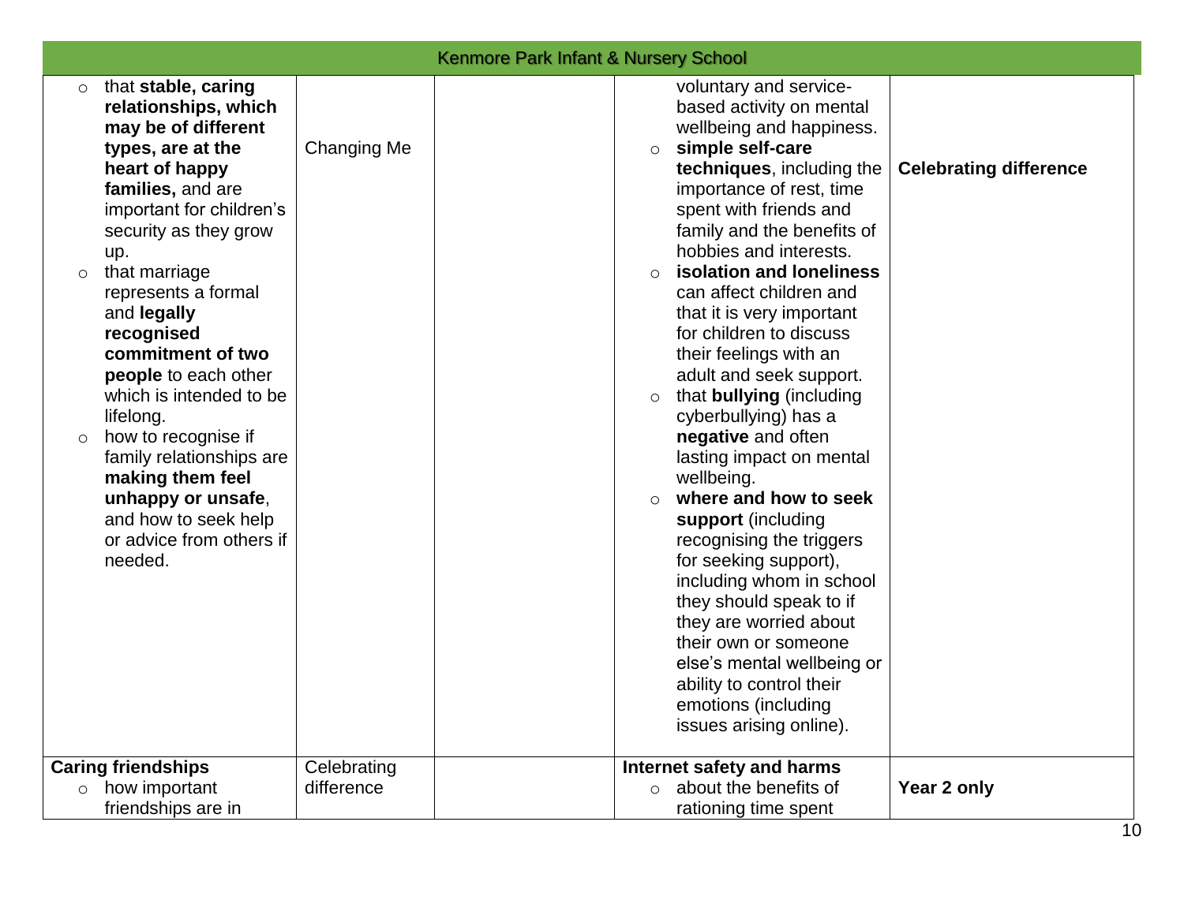| | | | | |
|---|---|---|---|---|
| ○ that **stable, caring relationships, which may be of different types, are at the heart of happy families,** and are important for children's security as they grow up.<br>○ that marriage represents a formal and **legally recognised commitment of two people** to each other which is intended to be lifelong.<br>○ how to recognise if family relationships are **making them feel unhappy or unsafe**, and how to seek help or advice from others if needed. | Changing Me | | voluntary and service-based activity on mental wellbeing and happiness.<br>○ **simple self-care techniques**, including the importance of rest, time spent with friends and family and the benefits of hobbies and interests.<br>○ **isolation and loneliness** can affect children and that it is very important for children to discuss their feelings with an adult and seek support.<br>○ that **bullying** (including cyberbullying) has a **negative** and often lasting impact on mental wellbeing.<br>○ **where and how to seek support** (including recognising the triggers for seeking support), including whom in school they should speak to if they are worried about their own or someone else's mental wellbeing or ability to control their emotions (including issues arising online). | **Celebrating difference** |
| **Caring friendships**<br>○ how important friendships are in | Celebrating difference | | **Internet safety and harms**<br>○ about the benefits of rationing time spent | **Year 2 only** |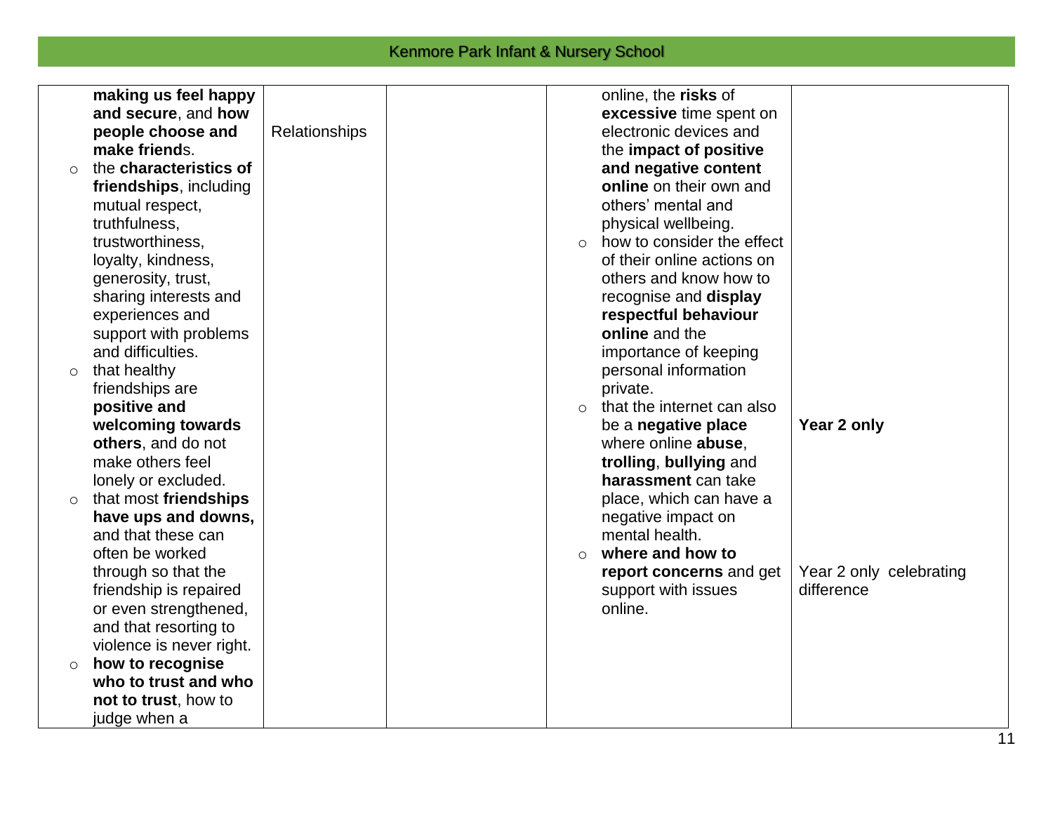| | | | | |
|---|---|---|---|---|
| **making us feel happy and secure**, and **how people choose and make friend**s.<br>◦ the **characteristics of friendships**, including mutual respect, truthfulness, trustworthiness, loyalty, kindness, generosity, trust, sharing interests and experiences and support with problems and difficulties.<br>◦ that healthy friendships are **positive and welcoming towards others**, and do not make others feel lonely or excluded.<br>◦ that most **friendships have ups and downs,** and that these can often be worked through so that the friendship is repaired or even strengthened, and that resorting to violence is never right.<br>◦ **how to recognise who to trust and who not to trust**, how to judge when a | Relationships | | online, the **risks** of **excessive** time spent on electronic devices and the **impact of positive and negative content online** on their own and others' mental and physical wellbeing.<br>◦ how to consider the effect of their online actions on others and know how to recognise and **display respectful behaviour online** and the importance of keeping personal information private.<br>◦ that the internet can also be a **negative place** where online **abuse**, **trolling**, **bullying** and **harassment** can take place, which can have a negative impact on mental health.<br>◦ **where and how to report concerns** and get support with issues online. | **Year 2 only**<br><br>Year 2 only celebrating difference |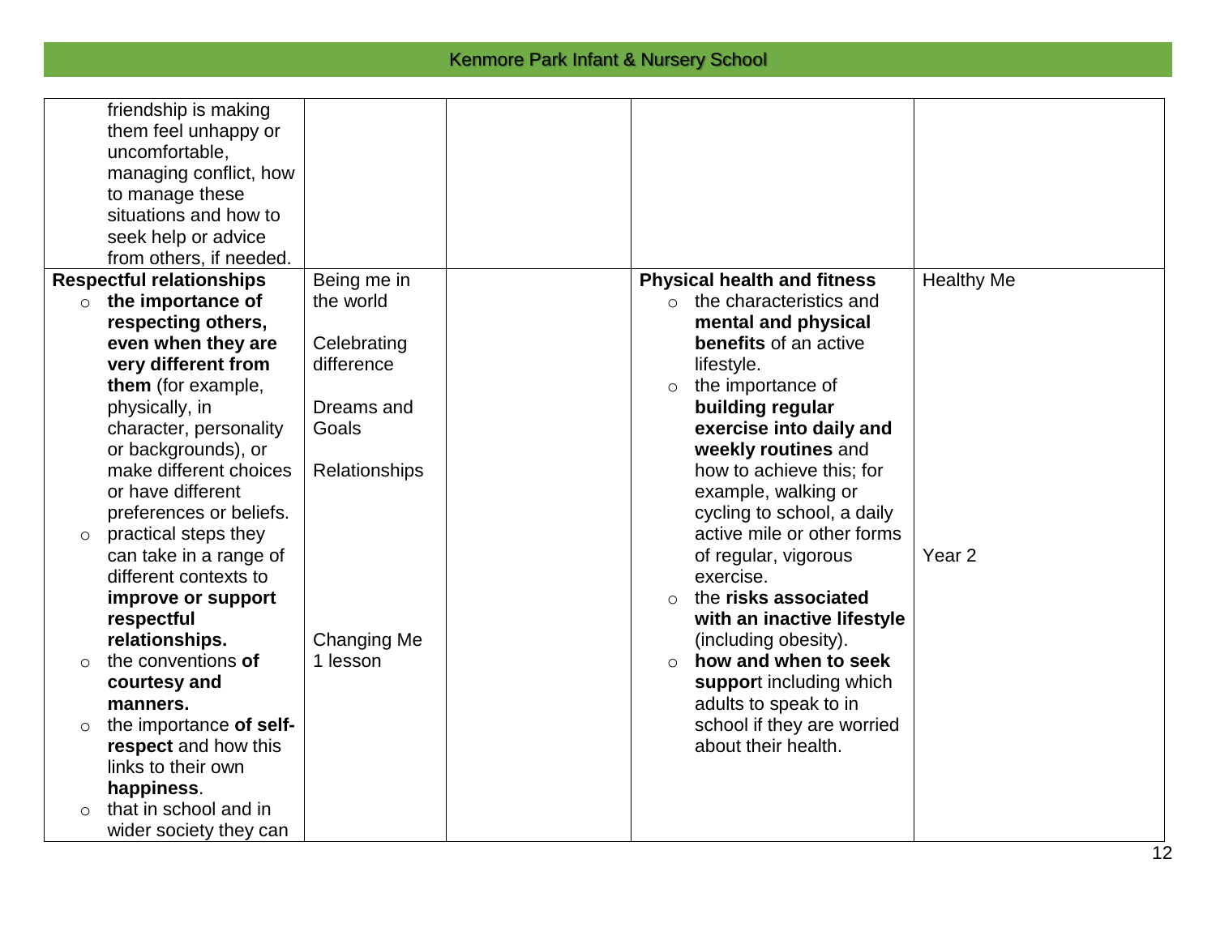| | | | | |
|---|---|---|---|---|
| friendship is making them feel unhappy or uncomfortable, managing conflict, how to manage these situations and how to seek help or advice from others, if needed. | | | | |
| **Respectful relationships**<br>○ **the importance of respecting others, even when they are very different from them** (for example, physically, in character, personality or backgrounds), or make different choices or have different preferences or beliefs.<br>○ practical steps they can take in a range of different contexts to **improve or support respectful relationships.**<br>○ the conventions **of courtesy and manners.**<br>○ the importance **of self-respect** and how this links to their own **happiness**.<br>○ that in school and in wider society they can | Being me in the world<br><br>Celebrating difference<br><br>Dreams and Goals<br><br>Relationships<br><br>Changing Me 1 lesson | | **Physical health and fitness**<br>○ the characteristics and **mental and physical benefits** of an active lifestyle.<br>○ the importance of **building regular exercise into daily and weekly routines** and how to achieve this; for example, walking or cycling to school, a daily active mile or other forms of regular, vigorous exercise.<br>○ the **risks associated with an inactive lifestyle** (including obesity).<br>○ **how and when to seek suppor**t including which adults to speak to in school if they are worried about their health. | Healthy Me<br><br>Year 2 |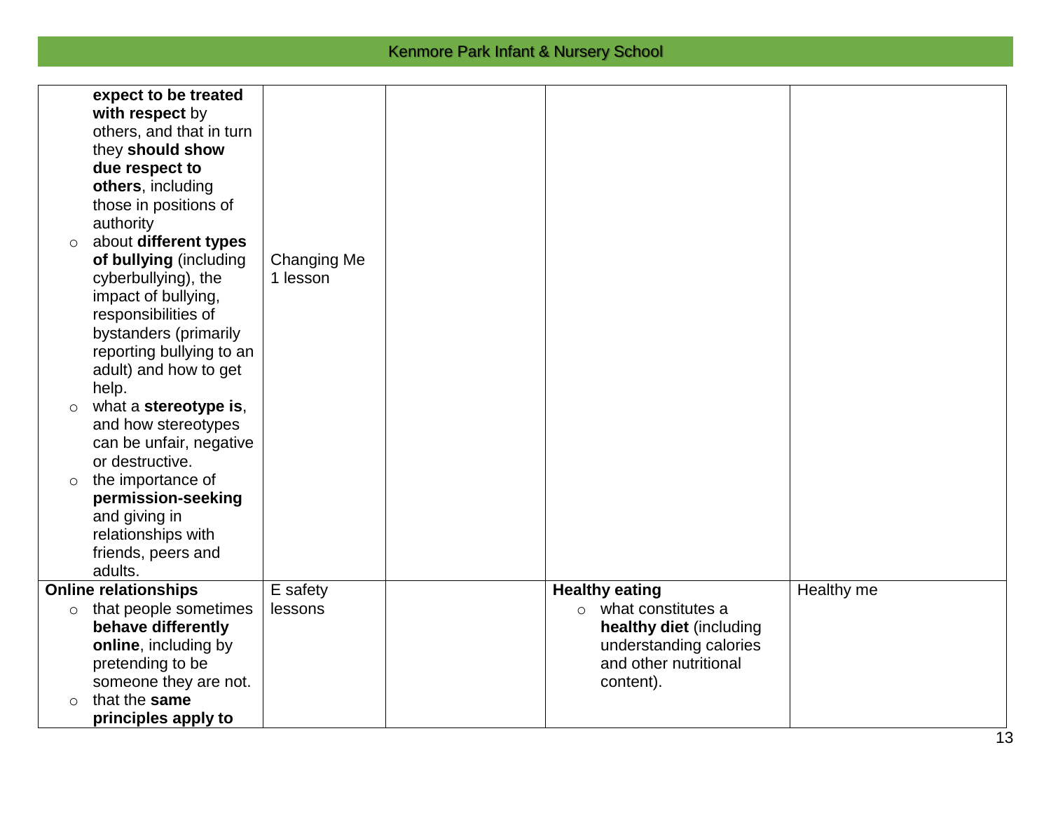| | | | | |
|---|---|---|---|---|
| **expect to be treated with respect** by others, and that in turn they **should show due respect to others**, including those in positions of authority<br>- about **different types of bullying** (including cyberbullying), the impact of bullying, responsibilities of bystanders (primarily reporting bullying to an adult) and how to get help.<br>- what a **stereotype is**, and how stereotypes can be unfair, negative or destructive.<br>- the importance of **permission-seeking** and giving in relationships with friends, peers and adults. | Changing Me 1 lesson | | | |
| **Online relationships**<br>- that people sometimes **behave differently online**, including by pretending to be someone they are not.<br>- that the **same principles apply to** | E safety lessons | | **Healthy eating**<br>- what constitutes a **healthy diet** (including understanding calories and other nutritional content). | Healthy me |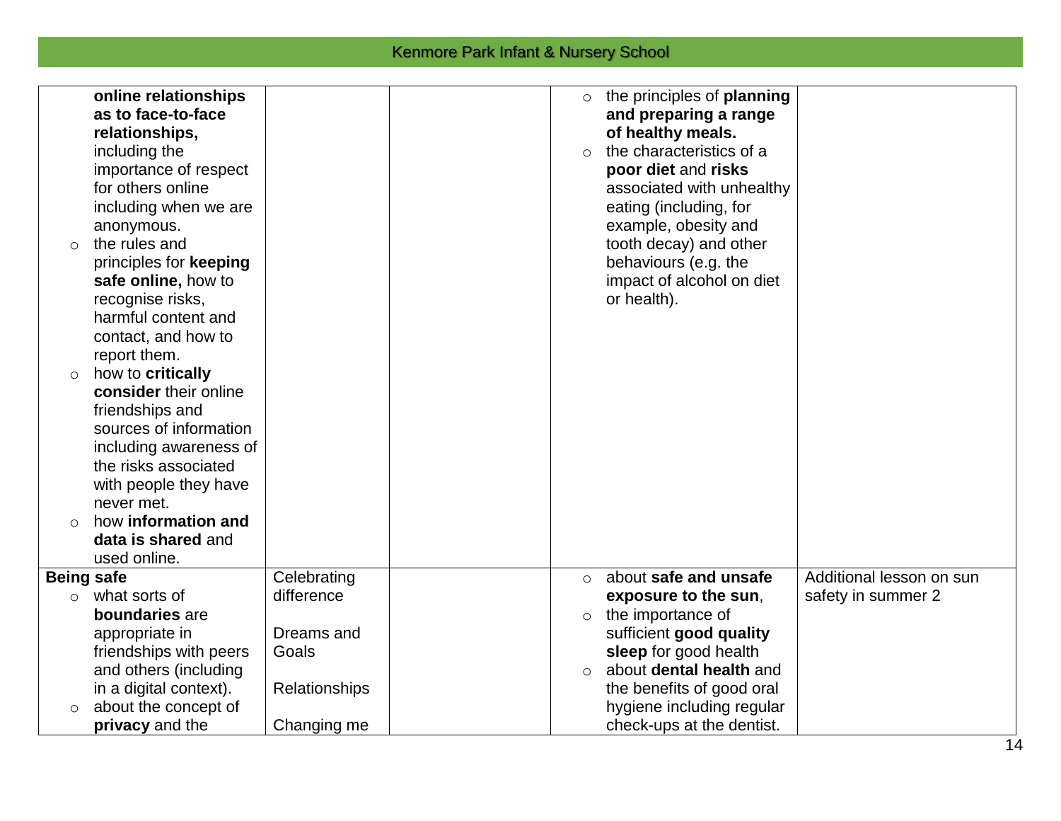| | | | | |
|---|---|---|---|---|
| **online relationships as to face-to-face relationships,** including the importance of respect for others online including when we are anonymous.<br>○ the rules and principles for **keeping safe online,** how to recognise risks, harmful content and contact, and how to report them.<br>○ how to **critically consider** their online friendships and sources of information including awareness of the risks associated with people they have never met.<br>○ how **information and data is shared** and used online. | | | ○ the principles of **planning and preparing a range of healthy meals.**<br>○ the characteristics of a **poor diet** and **risks** associated with unhealthy eating (including, for example, obesity and tooth decay) and other behaviours (e.g. the impact of alcohol on diet or health). | |
| **Being safe**<br>○ what sorts of **boundaries** are appropriate in friendships with peers and others (including in a digital context).<br>○ about the concept of **privacy** and the | Celebrating difference<br><br>Dreams and Goals<br><br>Relationships<br><br>Changing me | | ○ about **safe and unsafe exposure to the sun**,<br>○ the importance of sufficient **good quality sleep** for good health<br>○ about **dental health** and the benefits of good oral hygiene including regular check-ups at the dentist. | Additional lesson on sun safety in summer 2 |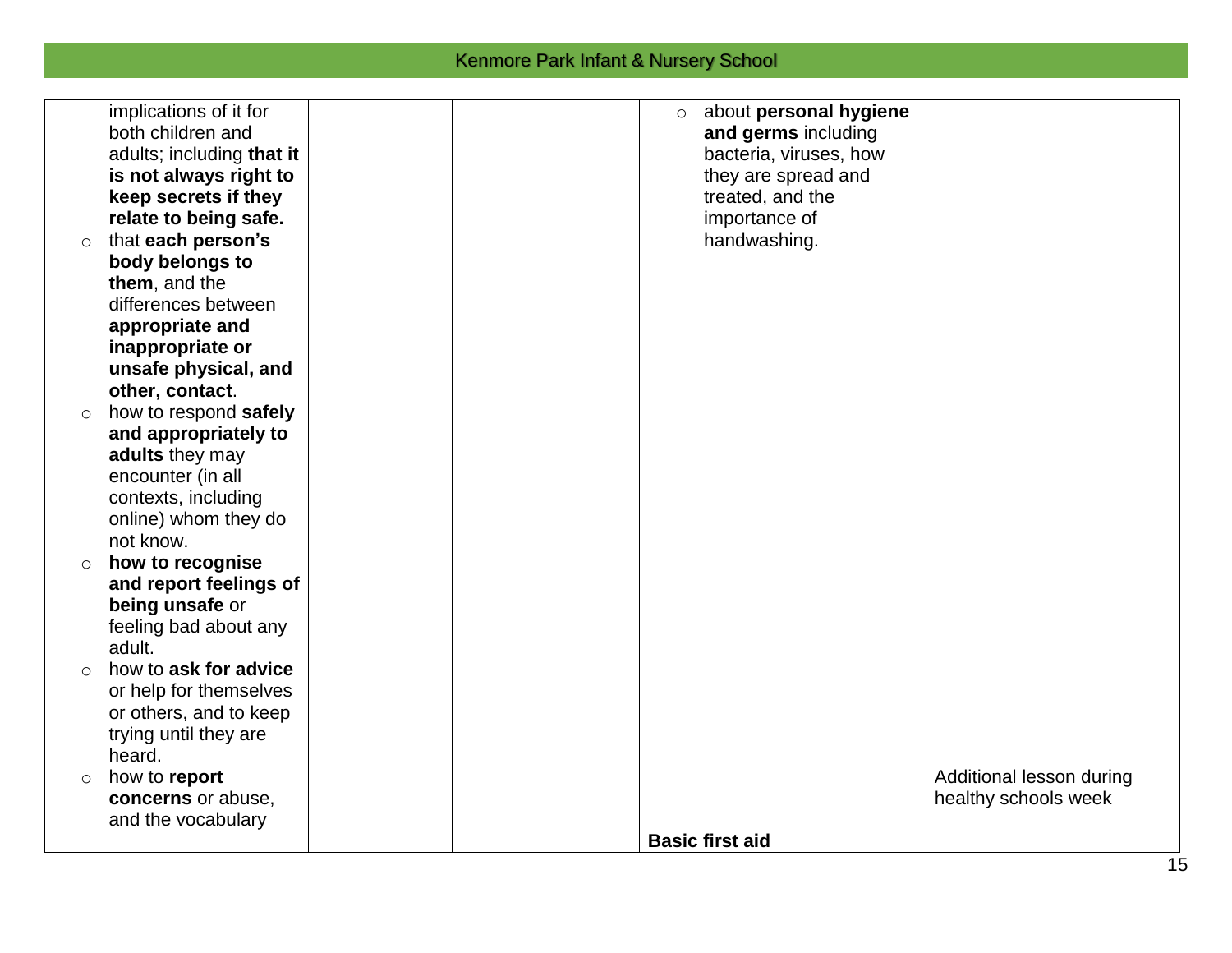| | | | | |
|---|---|---|---|---|
| implications of it for both children and adults; including **that it is not always right to keep secrets if they relate to being safe.**<br>○ that **each person's body belongs to them**, and the differences between **appropriate and inappropriate or unsafe physical, and other, contact**.<br>○ how to respond **safely and appropriately to adults** they may encounter (in all contexts, including online) whom they do not know.<br>○ **how to recognise and report feelings of being unsafe** or feeling bad about any adult.<br>○ how to **ask for advice** or help for themselves or others, and to keep trying until they are heard.<br>○ how to **report concerns** or abuse, and the vocabulary | | | ○ about **personal hygiene and germs** including bacteria, viruses, how they are spread and treated, and the importance of handwashing.<br><br>**Basic first aid** | Additional lesson during healthy schools week |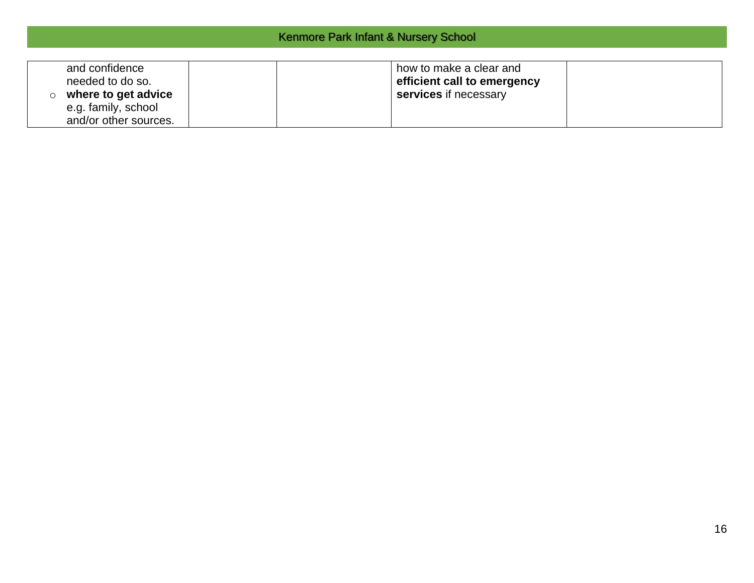| | | | | |
|---|---|---|---|---|
| and confidence needed to do so.<br>◦ **where to get advice** e.g. family, school and/or other sources. | | | how to make a clear and **efficient call to emergency services** if necessary | |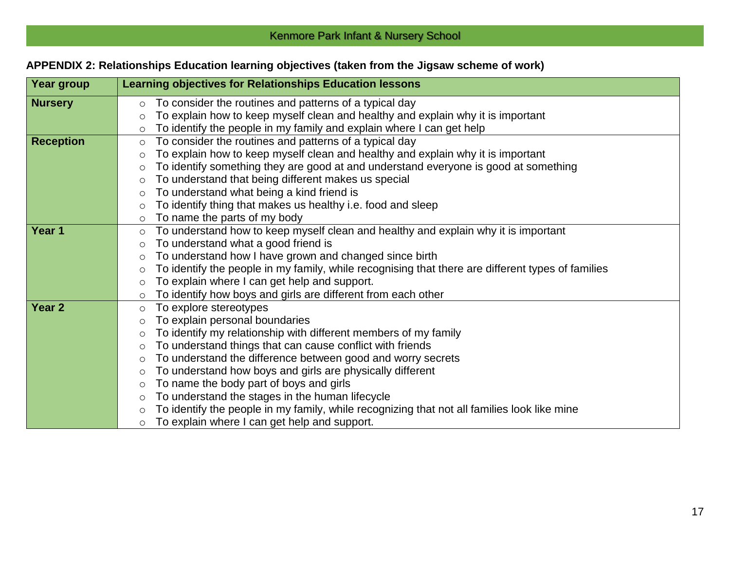**APPENDIX 2: Relationships Education learning objectives (taken from the Jigsaw scheme of work)**

| Year group | Learning objectives for Relationships Education lessons |
|---|---|
| **Nursery** | ○ To consider the routines and patterns of a typical day<br>○ To explain how to keep myself clean and healthy and explain why it is important<br>○ To identify the people in my family and explain where I can get help |
| **Reception** | ○ To consider the routines and patterns of a typical day<br>○ To explain how to keep myself clean and healthy and explain why it is important<br>○ To identify something they are good at and understand everyone is good at something<br>○ To understand that being different makes us special<br>○ To understand what being a kind friend is<br>○ To identify thing that makes us healthy i.e. food and sleep<br>○ To name the parts of my body |
| **Year 1** | ○ To understand how to keep myself clean and healthy and explain why it is important<br>○ To understand what a good friend is<br>○ To understand how I have grown and changed since birth<br>○ To identify the people in my family, while recognising that there are different types of families<br>○ To explain where I can get help and support.<br>○ To identify how boys and girls are different from each other |
| **Year 2** | ○ To explore stereotypes<br>○ To explain personal boundaries<br>○ To identify my relationship with different members of my family<br>○ To understand things that can cause conflict with friends<br>○ To understand the difference between good and worry secrets<br>○ To understand how boys and girls are physically different<br>○ To name the body part of boys and girls<br>○ To understand the stages in the human lifecycle<br>○ To identify the people in my family, while recognizing that not all families look like mine<br>○ To explain where I can get help and support. |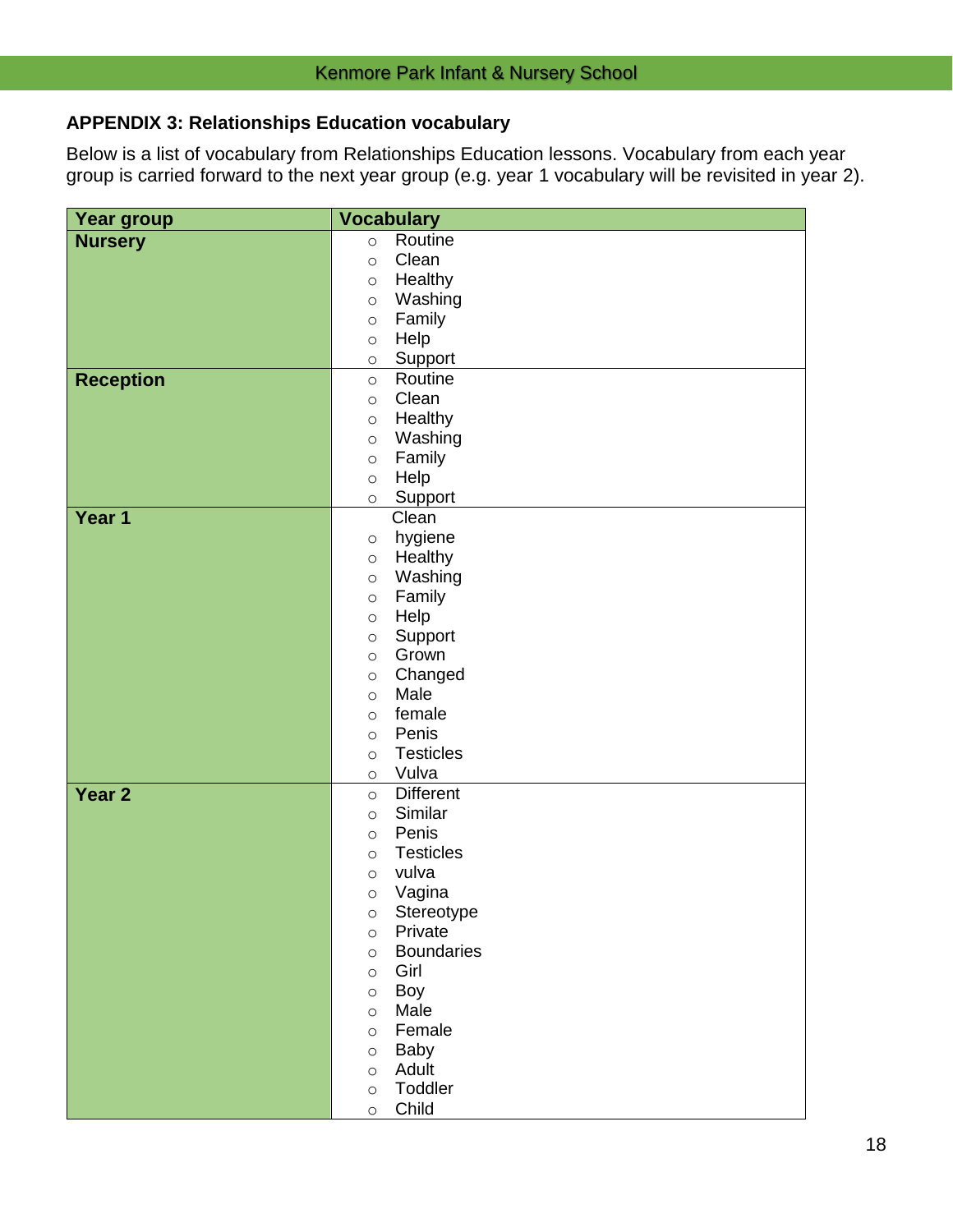## APPENDIX 3: Relationships Education vocabulary

Below is a list of vocabulary from Relationships Education lessons. Vocabulary from each year group is carried forward to the next year group (e.g. year 1 vocabulary will be revisited in year 2).

| Year group | Vocabulary |
|---|---|
| **Nursery** | ○ Routine<br>○ Clean<br>○ Healthy<br>○ Washing<br>○ Family<br>○ Help<br>○ Support |
| **Reception** | ○ Routine<br>○ Clean<br>○ Healthy<br>○ Washing<br>○ Family<br>○ Help<br>○ Support |
| **Year 1** | Clean<br>○ hygiene<br>○ Healthy<br>○ Washing<br>○ Family<br>○ Help<br>○ Support<br>○ Grown<br>○ Changed<br>○ Male<br>○ female<br>○ Penis<br>○ Testicles<br>○ Vulva |
| **Year 2** | ○ Different<br>○ Similar<br>○ Penis<br>○ Testicles<br>○ vulva<br>○ Vagina<br>○ Stereotype<br>○ Private<br>○ Boundaries<br>○ Girl<br>○ Boy<br>○ Male<br>○ Female<br>○ Baby<br>○ Adult<br>○ Toddler<br>○ Child |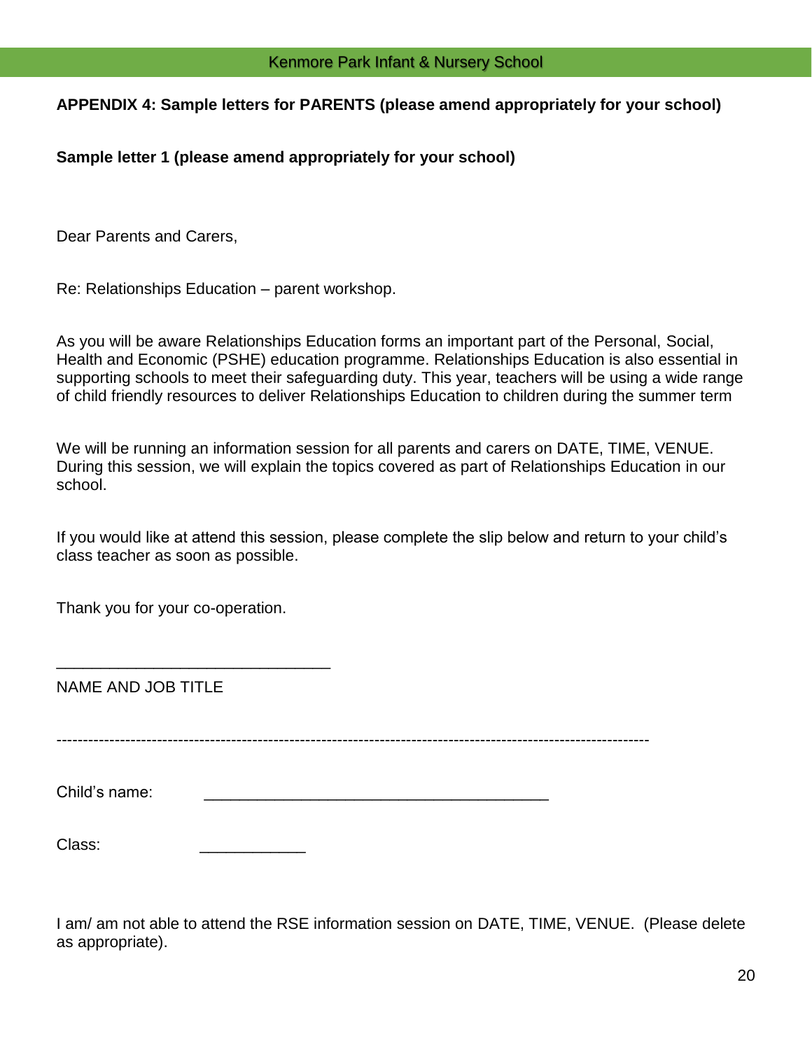**APPENDIX 4: Sample letters for PARENTS (please amend appropriately for your school)**

**Sample letter 1 (please amend appropriately for your school)**

Dear Parents and Carers,

Re: Relationships Education – parent workshop.

As you will be aware Relationships Education forms an important part of the Personal, Social, Health and Economic (PSHE) education programme. Relationships Education is also essential in supporting schools to meet their safeguarding duty. This year, teachers will be using a wide range of child friendly resources to deliver Relationships Education to children during the summer term

We will be running an information session for all parents and carers on DATE, TIME, VENUE. During this session, we will explain the topics covered as part of Relationships Education in our school.

If you would like at attend this session, please complete the slip below and return to your child's class teacher as soon as possible.

Thank you for your co-operation.

_______________________________

NAME AND JOB TITLE

------------------------------------------------------------------------------------------------------------

Child's name: _______________________________________

Class: ____________

I am/ am not able to attend the RSE information session on DATE, TIME, VENUE. (Please delete as appropriate).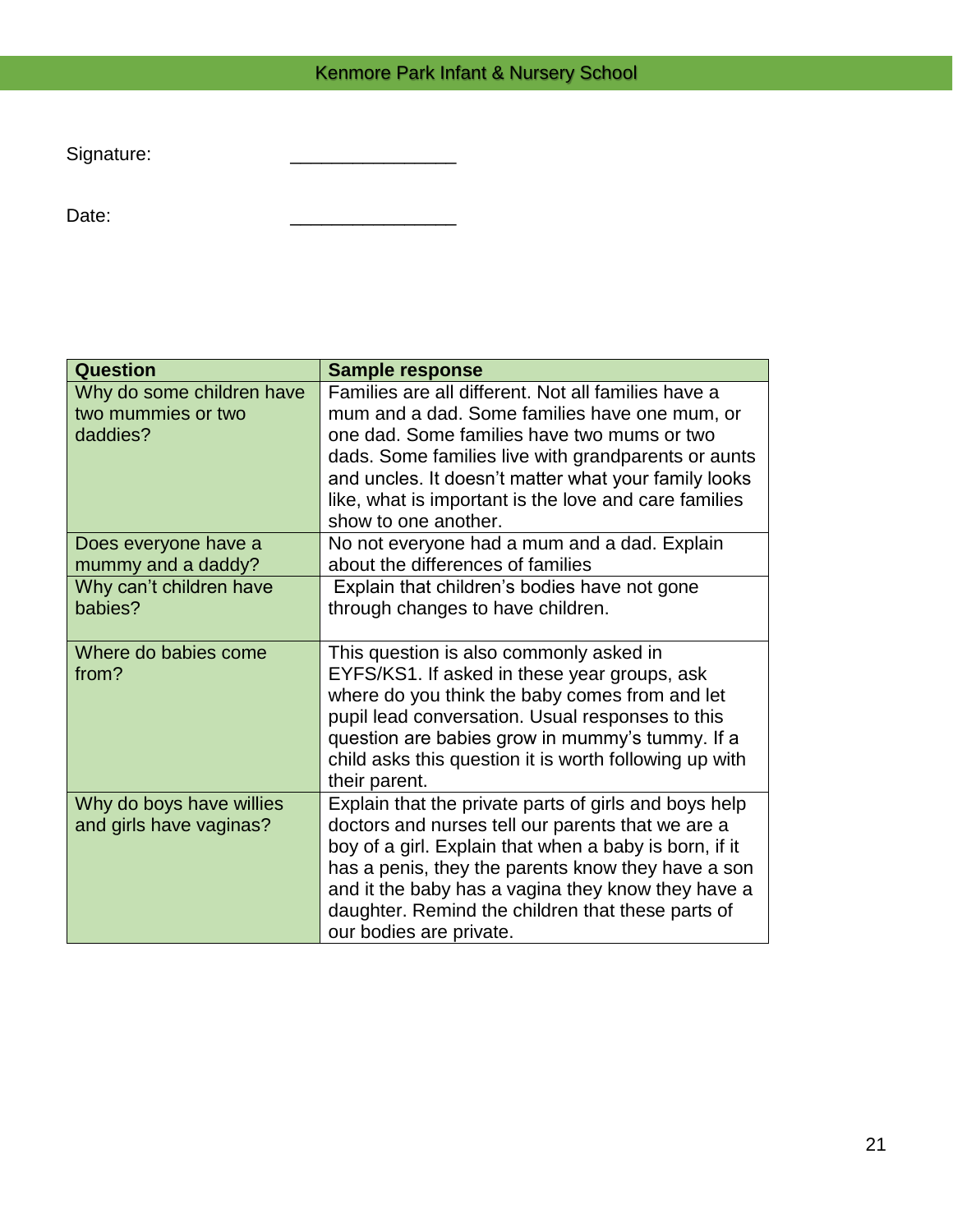Signature: ________________

Date: ________________

| Question | Sample response |
|---|---|
| Why do some children have two mummies or two daddies? | Families are all different. Not all families have a mum and a dad. Some families have one mum, or one dad. Some families have two mums or two dads. Some families live with grandparents or aunts and uncles. It doesn't matter what your family looks like, what is important is the love and care families show to one another. |
| Does everyone have a mummy and a daddy? | No not everyone had a mum and a dad. Explain about the differences of families |
| Why can't children have babies? | Explain that children's bodies have not gone through changes to have children. |
| Where do babies come from? | This question is also commonly asked in EYFS/KS1. If asked in these year groups, ask where do you think the baby comes from and let pupil lead conversation. Usual responses to this question are babies grow in mummy's tummy. If a child asks this question it is worth following up with their parent. |
| Why do boys have willies and girls have vaginas? | Explain that the private parts of girls and boys help doctors and nurses tell our parents that we are a boy of a girl. Explain that when a baby is born, if it has a penis, they the parents know they have a son and it the baby has a vagina they know they have a daughter. Remind the children that these parts of our bodies are private. |